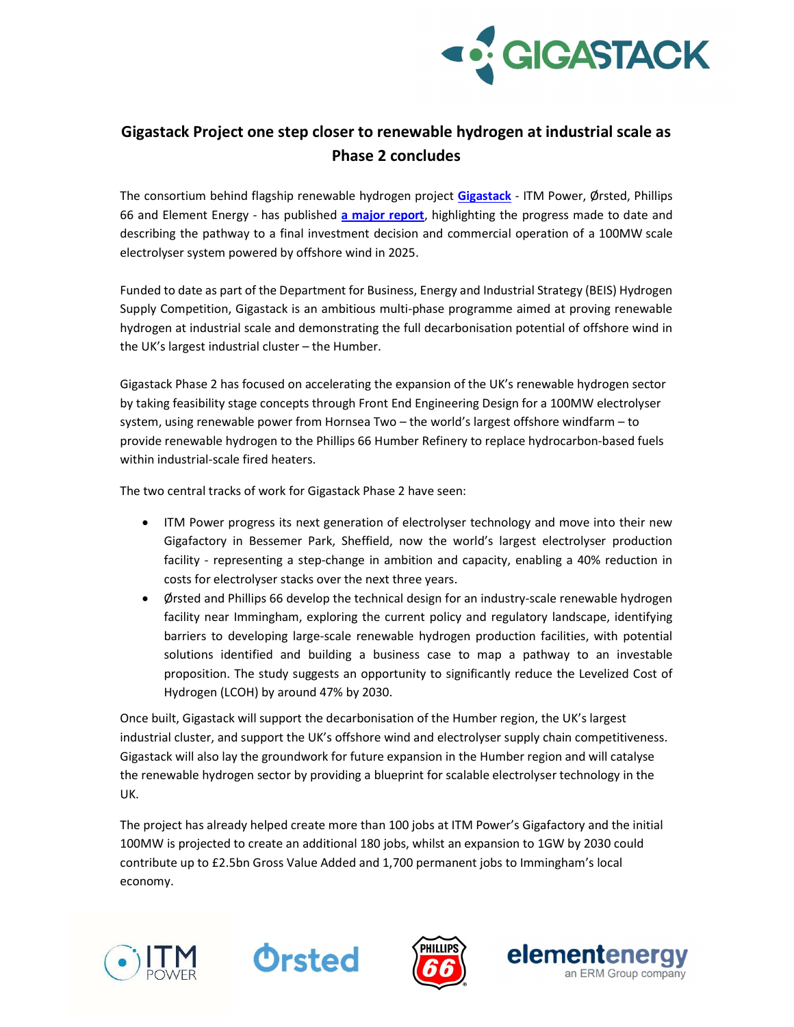# Gigastack Project one step closer to renewable hydrogen at industrial scale as Phase 2 concludes

The consortium behind flagship renewable hydrogen project **Gigastack** - ITM Power, Ørsted, Phillips 66 and Element Energy - has published **a major report**, highlighting the progress made to date and describing the pathway to a final investment decision and commercial operation of a 100MW scale electrolyser system powered by offshore wind in 2025.

Funded to date as part of the Department for Business, Energy and Industrial Strategy (BEIS) Hydrogen Supply Competition, Gigastack is an ambitious multi-phase programme aimed at proving renewable hydrogen at industrial scale and demonstrating the full decarbonisation potential of offshore wind in the UK's largest industrial cluster – the Humber.

Gigastack Phase 2 has focused on accelerating the expansion of the UK's renewable hydrogen sector by taking feasibility stage concepts through Front End Engineering Design for a 100MW electrolyser system, using renewable power from Hornsea Two – the world's largest offshore windfarm – to provide renewable hydrogen to the Phillips 66 Humber Refinery to replace hydrocarbon-based fuels within industrial-scale fired heaters.

The two central tracks of work for Gigastack Phase 2 have seen:

- ITM Power progress its next generation of electrolyser technology and move into their new Gigafactory in Bessemer Park, Sheffield, now the world's largest electrolyser production facility - representing a step-change in ambition and capacity, enabling a 40% reduction in costs for electrolyser stacks over the next three years.
- Ørsted and Phillips 66 develop the technical design for an industry-scale renewable hydrogen facility near Immingham, exploring the current policy and regulatory landscape, identifying barriers to developing large-scale renewable hydrogen production facilities, with potential solutions identified and building a business case to map a pathway to an investable proposition. The study suggests an opportunity to significantly reduce the Levelized Cost of Hydrogen (LCOH) by around 47% by 2030.

Once built, Gigastack will support the decarbonisation of the Humber region, the UK's largest industrial cluster, and support the UK's offshore wind and electrolyser supply chain competitiveness. Gigastack will also lay the groundwork for future expansion in the Humber region and will catalyse the renewable hydrogen sector by providing a blueprint for scalable electrolyser technology in the UK.

The project has already helped create more than 100 jobs at ITM Power's Gigafactory and the initial 100MW is projected to create an additional 180 jobs, whilst an expansion to 1GW by 2030 could contribute up to £2.5bn Gross Value Added and 1,700 permanent jobs to Immingham's local economy.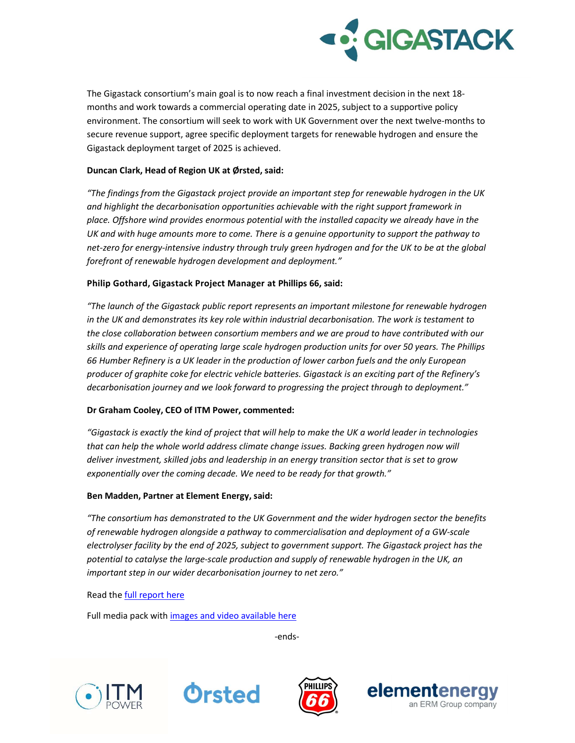The Gigastack consortium's main goal is to now reach a final investment decision in the next 18-months and work towards a commercial operating date in 2025, subject to a supportive policy environment. The consortium will seek to work with UK Government over the next twelve-months to secure revenue support, agree specific deployment targets for renewable hydrogen and ensure the Gigastack deployment target of 2025 is achieved.

**Duncan Clark, Head of Region UK at Ørsted, said:**

*"The findings from the Gigastack project provide an important step for renewable hydrogen in the UK and highlight the decarbonisation opportunities achievable with the right support framework in place. Offshore wind provides enormous potential with the installed capacity we already have in the UK and with huge amounts more to come. There is a genuine opportunity to support the pathway to net-zero for energy-intensive industry through truly green hydrogen and for the UK to be at the global forefront of renewable hydrogen development and deployment."*

**Philip Gothard, Gigastack Project Manager at Phillips 66, said:**

*"The launch of the Gigastack public report represents an important milestone for renewable hydrogen in the UK and demonstrates its key role within industrial decarbonisation. The work is testament to the close collaboration between consortium members and we are proud to have contributed with our skills and experience of operating large scale hydrogen production units for over 50 years. The Phillips 66 Humber Refinery is a UK leader in the production of lower carbon fuels and the only European producer of graphite coke for electric vehicle batteries. Gigastack is an exciting part of the Refinery's decarbonisation journey and we look forward to progressing the project through to deployment."*

**Dr Graham Cooley, CEO of ITM Power, commented:**

*"Gigastack is exactly the kind of project that will help to make the UK a world leader in technologies that can help the whole world address climate change issues. Backing green hydrogen now will deliver investment, skilled jobs and leadership in an energy transition sector that is set to grow exponentially over the coming decade. We need to be ready for that growth."*

**Ben Madden, Partner at Element Energy, said:**

*"The consortium has demonstrated to the UK Government and the wider hydrogen sector the benefits of renewable hydrogen alongside a pathway to commercialisation and deployment of a GW-scale electrolyser facility by the end of 2025, subject to government support. The Gigastack project has the potential to catalyse the large-scale production and supply of renewable hydrogen in the UK, an important step in our wider decarbonisation journey to net zero."*

Read the full report here

Full media pack with images and video available here

-ends-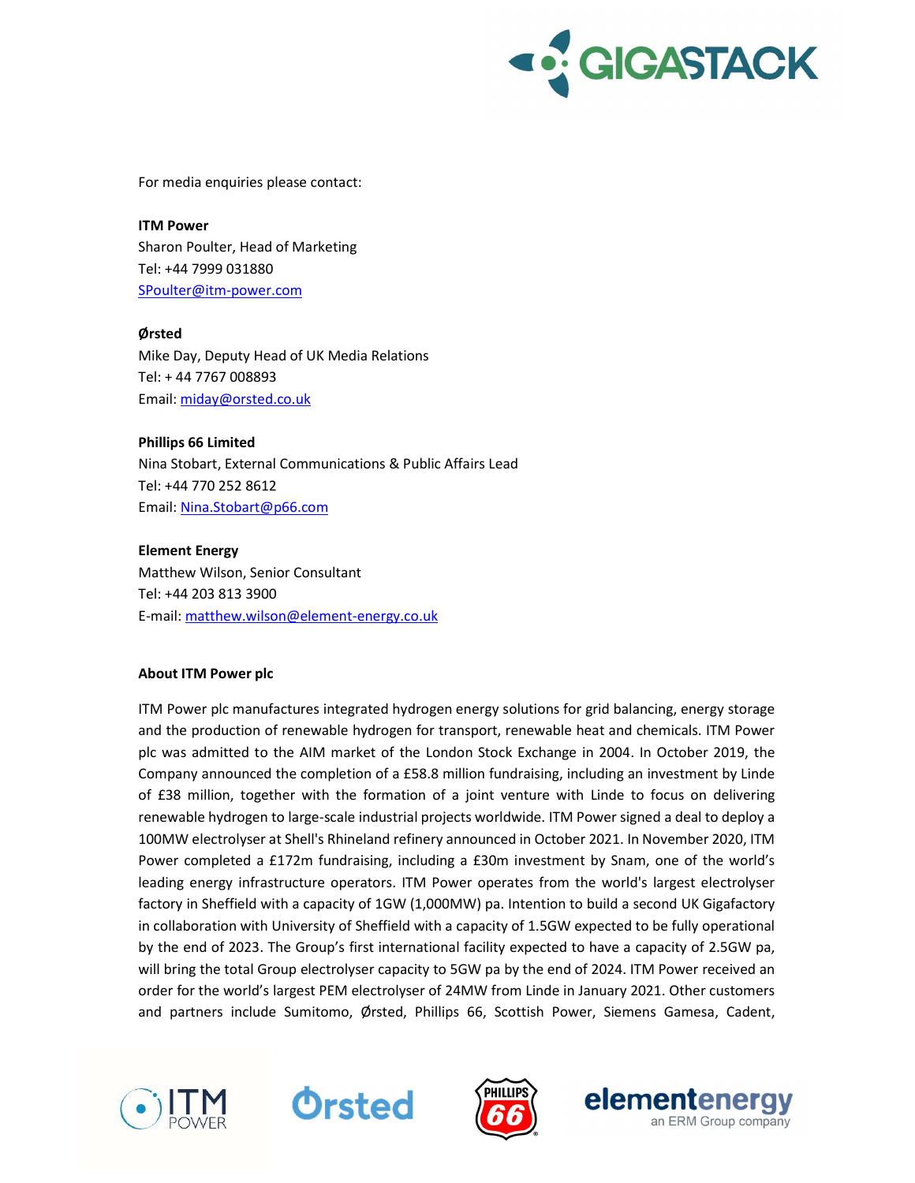For media enquiries please contact:

**ITM Power**
Sharon Poulter, Head of Marketing
Tel: +44 7999 031880
SPoulter@itm-power.com

**Ørsted**
Mike Day, Deputy Head of UK Media Relations
Tel: + 44 7767 008893
Email: miday@orsted.co.uk

**Phillips 66 Limited**
Nina Stobart, External Communications & Public Affairs Lead
Tel: +44 770 252 8612
Email: Nina.Stobart@p66.com

**Element Energy**
Matthew Wilson, Senior Consultant
Tel: +44 203 813 3900
E-mail: matthew.wilson@element-energy.co.uk

**About ITM Power plc**

ITM Power plc manufactures integrated hydrogen energy solutions for grid balancing, energy storage and the production of renewable hydrogen for transport, renewable heat and chemicals. ITM Power plc was admitted to the AIM market of the London Stock Exchange in 2004. In October 2019, the Company announced the completion of a £58.8 million fundraising, including an investment by Linde of £38 million, together with the formation of a joint venture with Linde to focus on delivering renewable hydrogen to large-scale industrial projects worldwide. ITM Power signed a deal to deploy a 100MW electrolyser at Shell's Rhineland refinery announced in October 2021. In November 2020, ITM Power completed a £172m fundraising, including a £30m investment by Snam, one of the world's leading energy infrastructure operators. ITM Power operates from the world's largest electrolyser factory in Sheffield with a capacity of 1GW (1,000MW) pa. Intention to build a second UK Gigafactory in collaboration with University of Sheffield with a capacity of 1.5GW expected to be fully operational by the end of 2023. The Group's first international facility expected to have a capacity of 2.5GW pa, will bring the total Group electrolyser capacity to 5GW pa by the end of 2024. ITM Power received an order for the world's largest PEM electrolyser of 24MW from Linde in January 2021. Other customers and partners include Sumitomo, Ørsted, Phillips 66, Scottish Power, Siemens Gamesa, Cadent,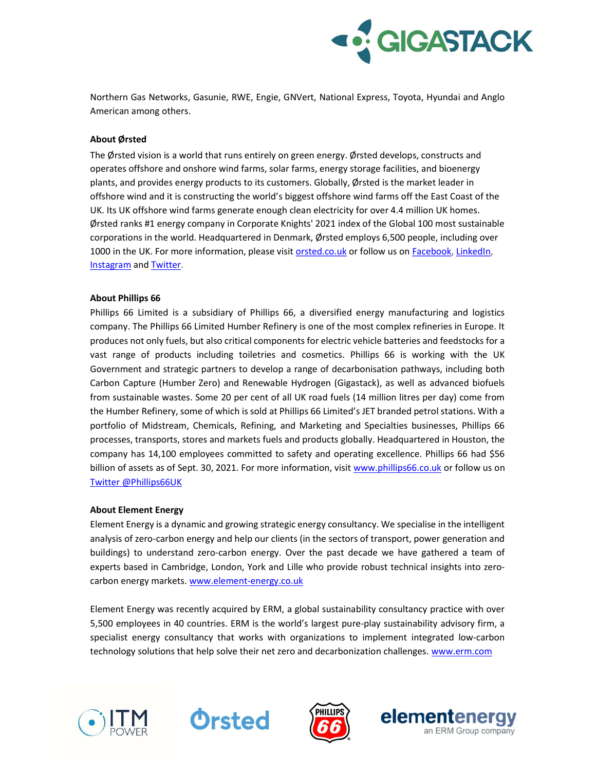Northern Gas Networks, Gasunie, RWE, Engie, GNVert, National Express, Toyota, Hyundai and Anglo American among others.

**About Ørsted**

The Ørsted vision is a world that runs entirely on green energy. Ørsted develops, constructs and operates offshore and onshore wind farms, solar farms, energy storage facilities, and bioenergy plants, and provides energy products to its customers. Globally, Ørsted is the market leader in offshore wind and it is constructing the world's biggest offshore wind farms off the East Coast of the UK. Its UK offshore wind farms generate enough clean electricity for over 4.4 million UK homes. Ørsted ranks #1 energy company in Corporate Knights' 2021 index of the Global 100 most sustainable corporations in the world. Headquartered in Denmark, Ørsted employs 6,500 people, including over 1000 in the UK. For more information, please visit orsted.co.uk or follow us on Facebook, LinkedIn, Instagram and Twitter.

**About Phillips 66**

Phillips 66 Limited is a subsidiary of Phillips 66, a diversified energy manufacturing and logistics company. The Phillips 66 Limited Humber Refinery is one of the most complex refineries in Europe. It produces not only fuels, but also critical components for electric vehicle batteries and feedstocks for a vast range of products including toiletries and cosmetics. Phillips 66 is working with the UK Government and strategic partners to develop a range of decarbonisation pathways, including both Carbon Capture (Humber Zero) and Renewable Hydrogen (Gigastack), as well as advanced biofuels from sustainable wastes. Some 20 per cent of all UK road fuels (14 million litres per day) come from the Humber Refinery, some of which is sold at Phillips 66 Limited's JET branded petrol stations. With a portfolio of Midstream, Chemicals, Refining, and Marketing and Specialties businesses, Phillips 66 processes, transports, stores and markets fuels and products globally. Headquartered in Houston, the company has 14,100 employees committed to safety and operating excellence. Phillips 66 had $56 billion of assets as of Sept. 30, 2021. For more information, visit www.phillips66.co.uk or follow us on Twitter @Phillips66UK

**About Element Energy**

Element Energy is a dynamic and growing strategic energy consultancy. We specialise in the intelligent analysis of zero-carbon energy and help our clients (in the sectors of transport, power generation and buildings) to understand zero-carbon energy. Over the past decade we have gathered a team of experts based in Cambridge, London, York and Lille who provide robust technical insights into zero-carbon energy markets. www.element-energy.co.uk

Element Energy was recently acquired by ERM, a global sustainability consultancy practice with over 5,500 employees in 40 countries. ERM is the world's largest pure-play sustainability advisory firm, a specialist energy consultancy that works with organizations to implement integrated low-carbon technology solutions that help solve their net zero and decarbonization challenges. www.erm.com